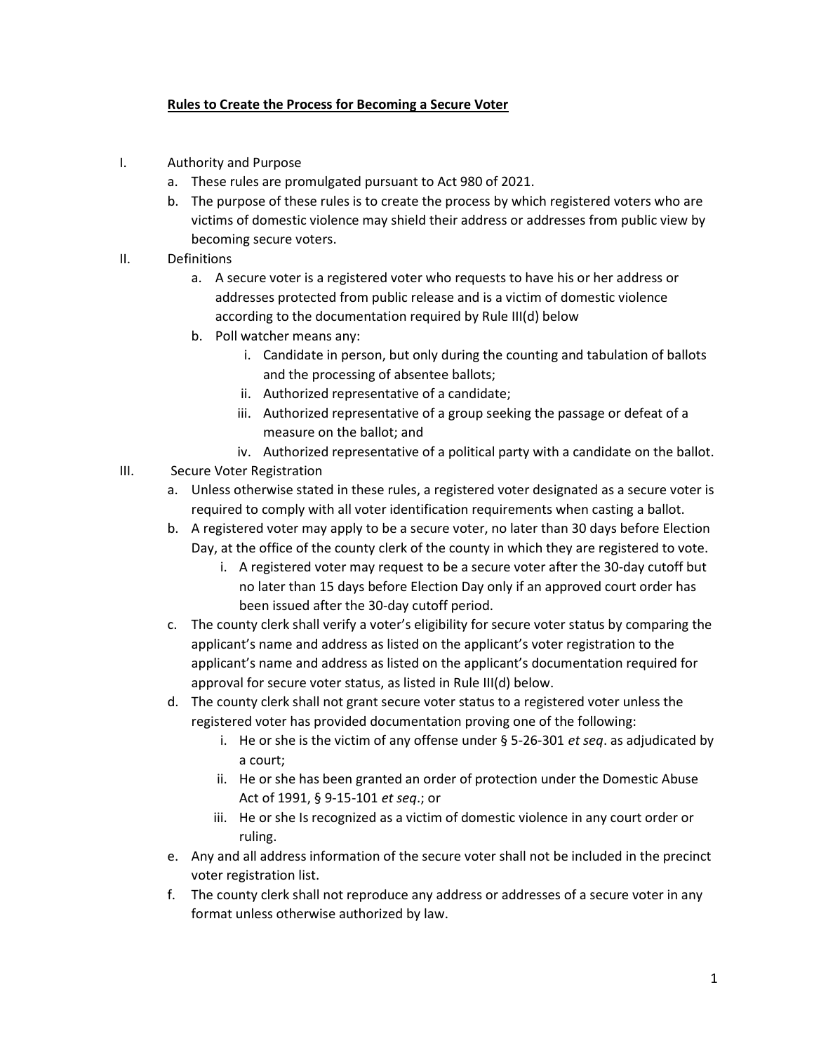# **Rules to Create the Process for Becoming a Secure Voter**

I. Authority and Purpose
   a. These rules are promulgated pursuant to Act 980 of 2021.
   b. The purpose of these rules is to create the process by which registered voters who are victims of domestic violence may shield their address or addresses from public view by becoming secure voters.

II. Definitions
   a. A secure voter is a registered voter who requests to have his or her address or addresses protected from public release and is a victim of domestic violence according to the documentation required by Rule III(d) below
   b. Poll watcher means any:
      i. Candidate in person, but only during the counting and tabulation of ballots and the processing of absentee ballots;
      ii. Authorized representative of a candidate;
      iii. Authorized representative of a group seeking the passage or defeat of a measure on the ballot; and
      iv. Authorized representative of a political party with a candidate on the ballot.

III. Secure Voter Registration
   a. Unless otherwise stated in these rules, a registered voter designated as a secure voter is required to comply with all voter identification requirements when casting a ballot.
   b. A registered voter may apply to be a secure voter, no later than 30 days before Election Day, at the office of the county clerk of the county in which they are registered to vote.
      i. A registered voter may request to be a secure voter after the 30-day cutoff but no later than 15 days before Election Day only if an approved court order has been issued after the 30-day cutoff period.
   c. The county clerk shall verify a voter's eligibility for secure voter status by comparing the applicant's name and address as listed on the applicant's voter registration to the applicant's name and address as listed on the applicant's documentation required for approval for secure voter status, as listed in Rule III(d) below.
   d. The county clerk shall not grant secure voter status to a registered voter unless the registered voter has provided documentation proving one of the following:
      i. He or she is the victim of any offense under § 5-26-301 *et seq*. as adjudicated by a court;
      ii. He or she has been granted an order of protection under the Domestic Abuse Act of 1991, § 9-15-101 *et seq*.; or
      iii. He or she Is recognized as a victim of domestic violence in any court order or ruling.
   e. Any and all address information of the secure voter shall not be included in the precinct voter registration list.
   f. The county clerk shall not reproduce any address or addresses of a secure voter in any format unless otherwise authorized by law.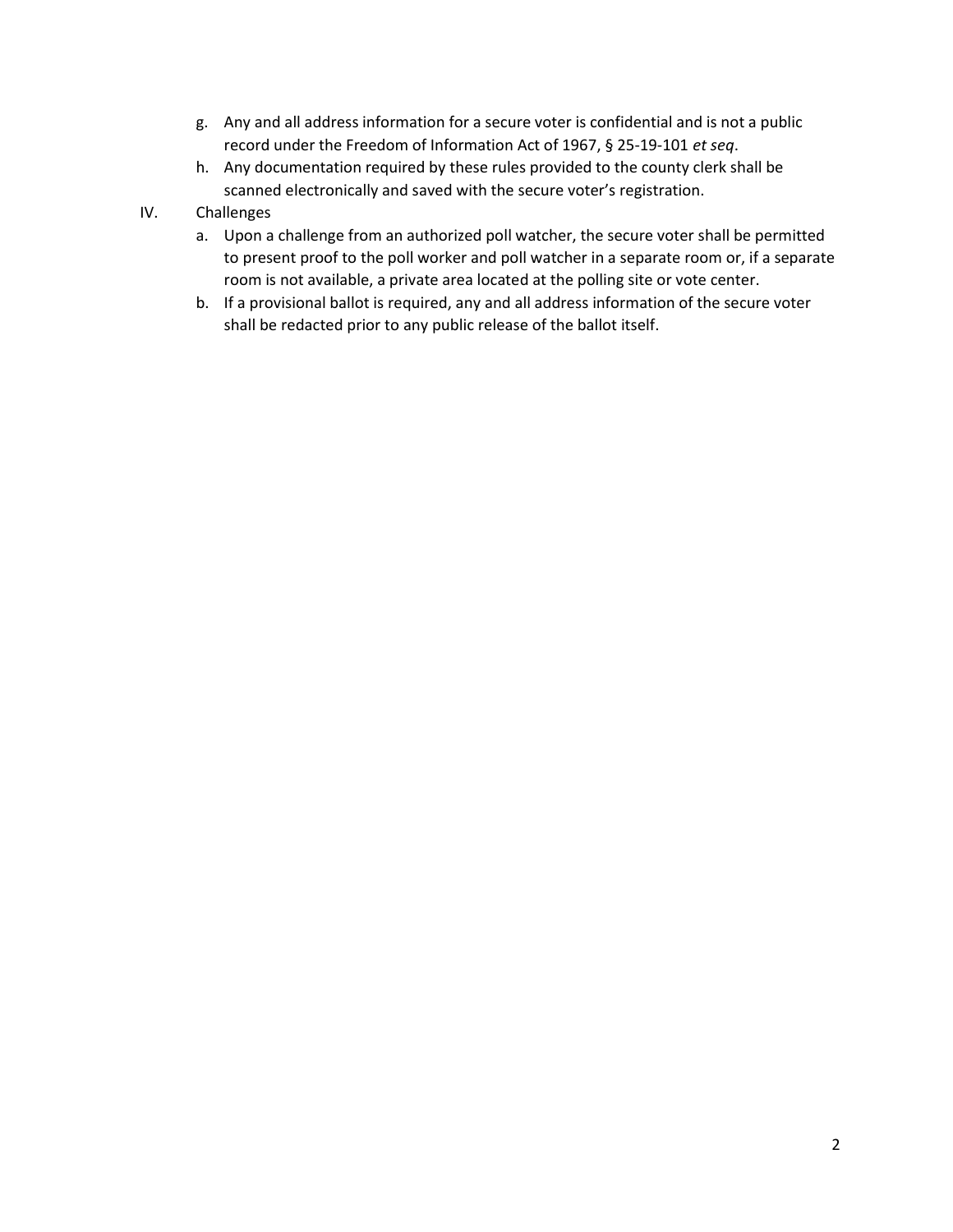g. Any and all address information for a secure voter is confidential and is not a public record under the Freedom of Information Act of 1967, § 25-19-101 *et seq*.

h. Any documentation required by these rules provided to the county clerk shall be scanned electronically and saved with the secure voter's registration.

IV. Challenges

a. Upon a challenge from an authorized poll watcher, the secure voter shall be permitted to present proof to the poll worker and poll watcher in a separate room or, if a separate room is not available, a private area located at the polling site or vote center.

b. If a provisional ballot is required, any and all address information of the secure voter shall be redacted prior to any public release of the ballot itself.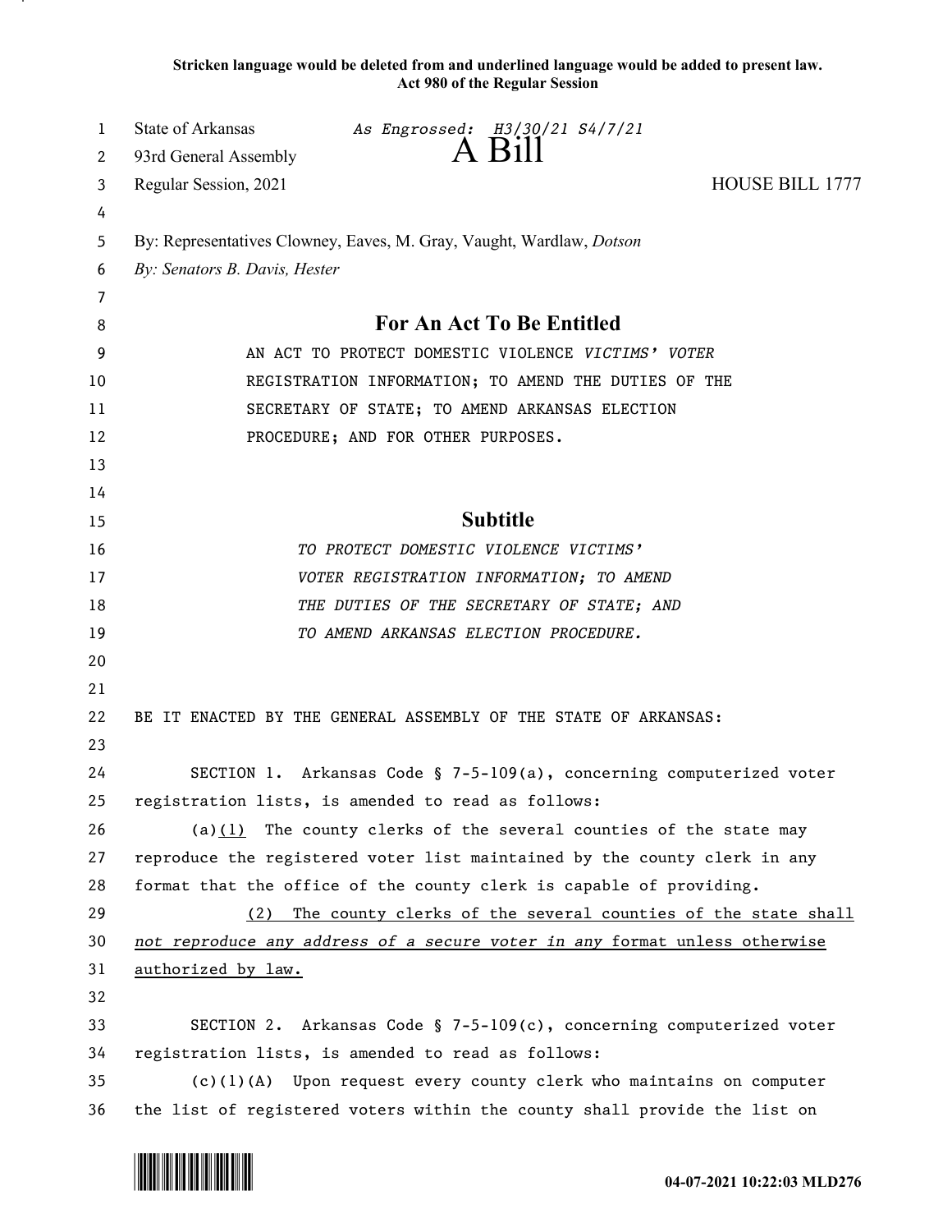**Stricken language would be deleted from and underlined language would be added to present law.**
**Act 980 of the Regular Session**

State of Arkansas *As Engrossed: H3/30/21 S4/7/21*
93rd General Assembly

# A Bill

Regular Session, 2021 HOUSE BILL 1777

By: Representatives Clowney, Eaves, M. Gray, Vaught, Wardlaw, *Dotson*
*By: Senators B. Davis, Hester*

## For An Act To Be Entitled

AN ACT TO PROTECT DOMESTIC VIOLENCE *VICTIMS' VOTER* REGISTRATION INFORMATION; TO AMEND THE DUTIES OF THE SECRETARY OF STATE; TO AMEND ARKANSAS ELECTION PROCEDURE; AND FOR OTHER PURPOSES.

## Subtitle

*TO PROTECT DOMESTIC VIOLENCE VICTIMS' VOTER REGISTRATION INFORMATION; TO AMEND THE DUTIES OF THE SECRETARY OF STATE; AND TO AMEND ARKANSAS ELECTION PROCEDURE.*

BE IT ENACTED BY THE GENERAL ASSEMBLY OF THE STATE OF ARKANSAS:

SECTION 1. Arkansas Code § 7-5-109(a), concerning computerized voter registration lists, is amended to read as follows:

(a)<u>(1)</u> The county clerks of the several counties of the state may reproduce the registered voter list maintained by the county clerk in any format that the office of the county clerk is capable of providing.

<u>(2) The county clerks of the several counties of the state shall *not reproduce any address of a secure voter in any* format unless otherwise authorized by law.</u>

SECTION 2. Arkansas Code § 7-5-109(c), concerning computerized voter registration lists, is amended to read as follows:

(c)(1)(A) Upon request every county clerk who maintains on computer the list of registered voters within the county shall provide the list on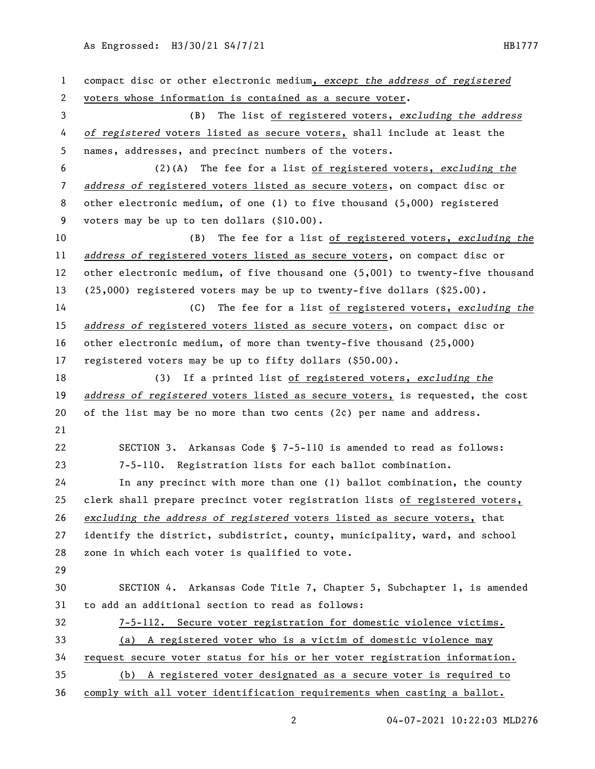compact disc or other electronic medium, *except the address of registered* voters whose information is contained as a secure voter.

(B) The list of registered voters, *excluding the address of registered* voters listed as secure voters, shall include at least the names, addresses, and precinct numbers of the voters.

(2)(A) The fee for a list of registered voters, *excluding the address of* registered voters listed as secure voters, on compact disc or other electronic medium, of one (1) to five thousand (5,000) registered voters may be up to ten dollars ($10.00).

(B) The fee for a list of registered voters, *excluding the address of* registered voters listed as secure voters, on compact disc or other electronic medium, of five thousand one (5,001) to twenty-five thousand (25,000) registered voters may be up to twenty-five dollars ($25.00).

(C) The fee for a list of registered voters, *excluding the address of* registered voters listed as secure voters, on compact disc or other electronic medium, of more than twenty-five thousand (25,000) registered voters may be up to fifty dollars ($50.00).

(3) If a printed list of registered voters, *excluding the address of registered* voters listed as secure voters, is requested, the cost of the list may be no more than two cents (2¢) per name and address.

SECTION 3. Arkansas Code § 7-5-110 is amended to read as follows:

7-5-110. Registration lists for each ballot combination.

In any precinct with more than one (1) ballot combination, the county clerk shall prepare precinct voter registration lists of registered voters, *excluding the address of registered* voters listed as secure voters, that identify the district, subdistrict, county, municipality, ward, and school zone in which each voter is qualified to vote.

SECTION 4. Arkansas Code Title 7, Chapter 5, Subchapter 1, is amended to add an additional section to read as follows:

7-5-112. Secure voter registration for domestic violence victims.

(a) A registered voter who is a victim of domestic violence may request secure voter status for his or her voter registration information.

(b) A registered voter designated as a secure voter is required to comply with all voter identification requirements when casting a ballot.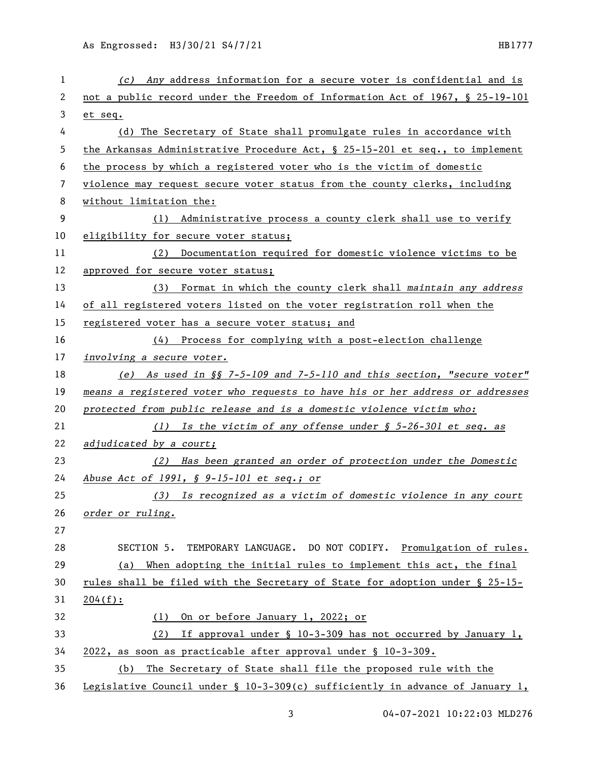*(c) Any* address information for a secure voter is confidential and is not a public record under the Freedom of Information Act of 1967, § 25-19-101 et seq.

(d) The Secretary of State shall promulgate rules in accordance with the Arkansas Administrative Procedure Act, § 25-15-201 et seq., to implement the process by which a registered voter who is the victim of domestic violence may request secure voter status from the county clerks, including without limitation the:

(1) Administrative process a county clerk shall use to verify eligibility for secure voter status;

(2) Documentation required for domestic violence victims to be approved for secure voter status;

(3) Format in which the county clerk shall *maintain any address* of all registered voters listed on the voter registration roll when the registered voter has a secure voter status; and

(4) Process for complying with a post-election challenge *involving a secure voter.*

*(e) As used in §§ 7-5-109 and 7-5-110 and this section, "secure voter" means a registered voter who requests to have his or her address or addresses protected from public release and is a domestic violence victim who:*

*(1) Is the victim of any offense under § 5-26-301 et seq. as adjudicated by a court;*

*(2) Has been granted an order of protection under the Domestic Abuse Act of 1991, § 9-15-101 et seq.; or*

*(3) Is recognized as a victim of domestic violence in any court order or ruling.*

SECTION 5. TEMPORARY LANGUAGE. DO NOT CODIFY. Promulgation of rules.

(a) When adopting the initial rules to implement this act, the final rules shall be filed with the Secretary of State for adoption under § 25-15-204(f):

(1) On or before January 1, 2022; or

(2) If approval under § 10-3-309 has not occurred by January 1, 2022, as soon as practicable after approval under § 10-3-309.

(b) The Secretary of State shall file the proposed rule with the Legislative Council under § 10-3-309(c) sufficiently in advance of January 1,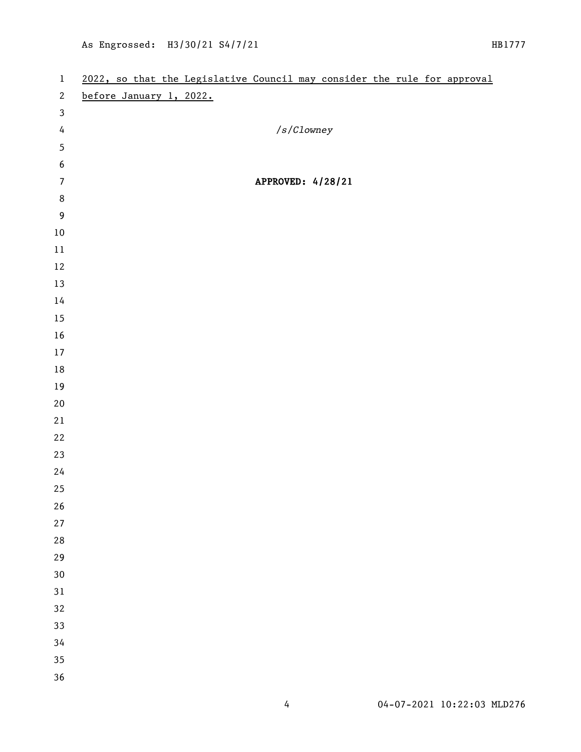2022, so that the Legislative Council may consider the rule for approval before January 1, 2022.

*/s/Clowney*

**APPROVED: 4/28/21**